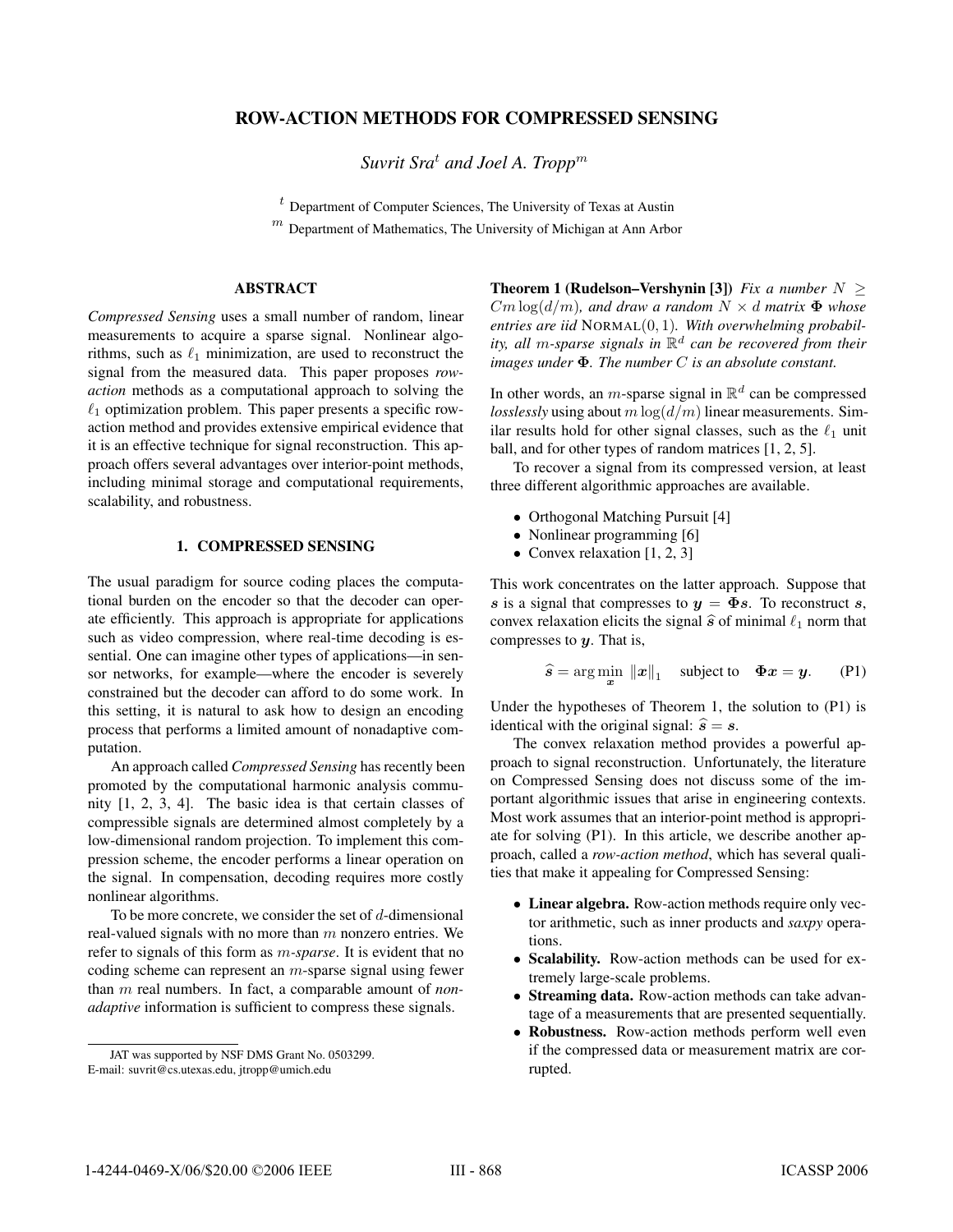# ROW-ACTION METHODS FOR COMPRESSED SENSING

*Suvrit Sra*[t] *and Joel A. Tropp*[m]

[t] Department of Computer Sciences, The University of Texas at Austin

[m] Department of Mathematics, The University of Michigan at Ann Arbor

## ABSTRACT

*Compressed Sensing* uses a small number of random, linear measurements to acquire a sparse signal. Nonlinear algorithms, such as $\ell_1$ minimization, are used to reconstruct the signal from the measured data. This paper proposes *row-action* methods as a computational approach to solving the $\ell_1$ optimization problem. This paper presents a specific row-action method and provides extensive empirical evidence that it is an effective technique for signal reconstruction. This approach offers several advantages over interior-point methods, including minimal storage and computational requirements, scalability, and robustness.

## 1. COMPRESSED SENSING

The usual paradigm for source coding places the computational burden on the encoder so that the decoder can operate efficiently. This approach is appropriate for applications such as video compression, where real-time decoding is essential. One can imagine other types of applications—in sensor networks, for example—where the encoder is severely constrained but the decoder can afford to do some work. In this setting, it is natural to ask how to design an encoding process that performs a limited amount of nonadaptive computation.

An approach called *Compressed Sensing* has recently been promoted by the computational harmonic analysis community [1, 2, 3, 4]. The basic idea is that certain classes of compressible signals are determined almost completely by a low-dimensional random projection. To implement this compression scheme, the encoder performs a linear operation on the signal. In compensation, decoding requires more costly nonlinear algorithms.

To be more concrete, we consider the set of $d$-dimensional real-valued signals with no more than $m$ nonzero entries. We refer to signals of this form as $m$-*sparse*. It is evident that no coding scheme can represent an $m$-sparse signal using fewer than $m$ real numbers. In fact, a comparable amount of *nonadaptive* information is sufficient to compress these signals.

**Theorem 1 (Rudelson–Vershynin [3])** *Fix a number $N \geq Cm\log(d/m)$, and draw a random $N \times d$ matrix $\mathbf{\Phi}$ whose entries are iid* NORMAL$(0, 1)$. *With overwhelming probability, all $m$-sparse signals in $\mathbb{R}^d$ can be recovered from their images under $\mathbf{\Phi}$. The number $C$ is an absolute constant.*

In other words, an $m$-sparse signal in $\mathbb{R}^d$ can be compressed *losslessly* using about $m\log(d/m)$ linear measurements. Similar results hold for other signal classes, such as the $\ell_1$ unit ball, and for other types of random matrices [1, 2, 5].

To recover a signal from its compressed version, at least three different algorithmic approaches are available.

- Orthogonal Matching Pursuit [4]
- Nonlinear programming [6]
- Convex relaxation [1, 2, 3]

This work concentrates on the latter approach. Suppose that $\boldsymbol{s}$ is a signal that compresses to $\boldsymbol{y} = \mathbf{\Phi}\boldsymbol{s}$. To reconstruct $\boldsymbol{s}$, convex relaxation elicits the signal $\widehat{\boldsymbol{s}}$ of minimal $\ell_1$ norm that compresses to $\boldsymbol{y}$. That is,

$$\widehat{\boldsymbol{s}} = \arg\min_{\boldsymbol{x}} \|\boldsymbol{x}\|_1 \quad \text{subject to} \quad \mathbf{\Phi}\boldsymbol{x} = \boldsymbol{y}. \tag{P1}$$

Under the hypotheses of Theorem 1, the solution to (P1) is identical with the original signal: $\widehat{\boldsymbol{s}} = \boldsymbol{s}$.

The convex relaxation method provides a powerful approach to signal reconstruction. Unfortunately, the literature on Compressed Sensing does not discuss some of the important algorithmic issues that arise in engineering contexts. Most work assumes that an interior-point method is appropriate for solving (P1). In this article, we describe another approach, called a *row-action method*, which has several qualities that make it appealing for Compressed Sensing:

- **Linear algebra.** Row-action methods require only vector arithmetic, such as inner products and *saxpy* operations.
- **Scalability.** Row-action methods can be used for extremely large-scale problems.
- **Streaming data.** Row-action methods can take advantage of a measurements that are presented sequentially.
- **Robustness.** Row-action methods perform well even if the compressed data or measurement matrix are corrupted.

JAT was supported by NSF DMS Grant No. 0503299.
E-mail: suvrit@cs.utexas.edu, jtropp@umich.edu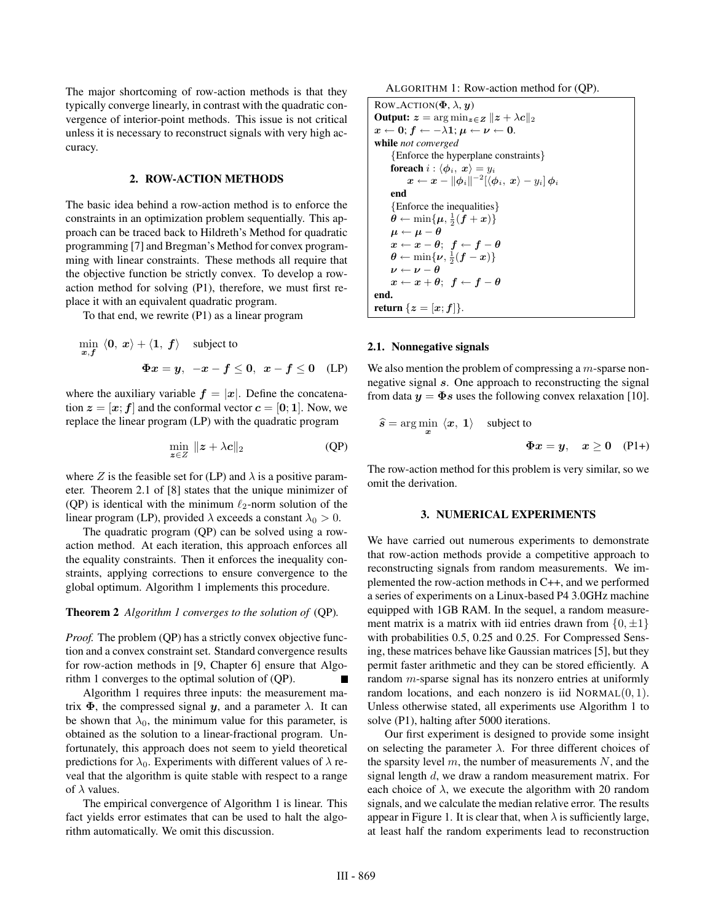The major shortcoming of row-action methods is that they typically converge linearly, in contrast with the quadratic convergence of interior-point methods. This issue is not critical unless it is necessary to reconstruct signals with very high accuracy.

## 2. ROW-ACTION METHODS

The basic idea behind a row-action method is to enforce the constraints in an optimization problem sequentially. This approach can be traced back to Hildreth's Method for quadratic programming [7] and Bregman's Method for convex programming with linear constraints. These methods all require that the objective function be strictly convex. To develop a row-action method for solving (P1), therefore, we must first replace it with an equivalent quadratic program.

To that end, we rewrite (P1) as a linear program

$$\min_{\boldsymbol{x}, \boldsymbol{f}} \ \langle \mathbf{0},\ \boldsymbol{x} \rangle + \langle \mathbf{1},\ \boldsymbol{f} \rangle \quad \text{subject to}$$
$$\boldsymbol{\Phi x} = \boldsymbol{y}, \ \ -\boldsymbol{x} - \boldsymbol{f} \leq \mathbf{0}, \ \ \boldsymbol{x} - \boldsymbol{f} \leq \mathbf{0} \quad \text{(LP)}$$

where the auxiliary variable $\boldsymbol{f} = |\boldsymbol{x}|$. Define the concatenation $\boldsymbol{z} = [\boldsymbol{x}; \boldsymbol{f}]$ and the conformal vector $\boldsymbol{c} = [\mathbf{0}; \mathbf{1}]$. Now, we replace the linear program (LP) with the quadratic program

$$\min_{\boldsymbol{z} \in Z} \ \|\boldsymbol{z} + \lambda \boldsymbol{c}\|_2 \quad \text{(QP)}$$

where $Z$ is the feasible set for (LP) and $\lambda$ is a positive parameter. Theorem 2.1 of [8] states that the unique minimizer of (QP) is identical with the minimum $\ell_2$-norm solution of the linear program (LP), provided $\lambda$ exceeds a constant $\lambda_0 > 0$.

The quadratic program (QP) can be solved using a row-action method. At each iteration, this approach enforces all the equality constraints. Then it enforces the inequality constraints, applying corrections to ensure convergence to the global optimum. Algorithm 1 implements this procedure.

**Theorem 2** *Algorithm 1 converges to the solution of* (QP)*.*

*Proof.* The problem (QP) has a strictly convex objective function and a convex constraint set. Standard convergence results for row-action methods in [9, Chapter 6] ensure that Algorithm 1 converges to the optimal solution of (QP). ∎

Algorithm 1 requires three inputs: the measurement matrix $\boldsymbol{\Phi}$, the compressed signal $\boldsymbol{y}$, and a parameter $\lambda$. It can be shown that $\lambda_0$, the minimum value for this parameter, is obtained as the solution to a linear-fractional program. Unfortunately, this approach does not seem to yield theoretical predictions for $\lambda_0$. Experiments with different values of $\lambda$ reveal that the algorithm is quite stable with respect to a range of $\lambda$ values.

The empirical convergence of Algorithm 1 is linear. This fact yields error estimates that can be used to halt the algorithm automatically. We omit this discussion.

ALGORITHM 1: Row-action method for (QP).

```
ROW_ACTION(Φ, λ, y)
Output: z = arg min_{z∈Z} ‖z + λc‖₂
x ← 0; f ← −λ1; μ ← ν ← 0.
while not converged
    {Enforce the hyperplane constraints}
    foreach i : ⟨φ_i, x⟩ = y_i
        x ← x − ‖φ_i‖^{−2} [⟨φ_i, x⟩ − y_i] φ_i
    end
    {Enforce the inequalities}
    θ ← min{μ, ½(f + x)}
    μ ← μ − θ
    x ← x − θ;  f ← f − θ
    θ ← min{ν, ½(f − x)}
    ν ← ν − θ
    x ← x + θ;  f ← f − θ
end.
return {z = [x; f]}.
```

### 2.1. Nonnegative signals

We also mention the problem of compressing a $m$-sparse nonnegative signal $\boldsymbol{s}$. One approach to reconstructing the signal from data $\boldsymbol{y} = \boldsymbol{\Phi s}$ uses the following convex relaxation [10].

$$\widehat{\boldsymbol{s}} = \arg\min_{\boldsymbol{x}} \ \langle \boldsymbol{x},\ \mathbf{1} \rangle \quad \text{subject to}$$
$$\boldsymbol{\Phi x} = \boldsymbol{y}, \quad \boldsymbol{x} \geq \mathbf{0} \quad \text{(P1+)}$$

The row-action method for this problem is very similar, so we omit the derivation.

## 3. NUMERICAL EXPERIMENTS

We have carried out numerous experiments to demonstrate that row-action methods provide a competitive approach to reconstructing signals from random measurements. We implemented the row-action methods in C++, and we performed a series of experiments on a Linux-based P4 3.0GHz machine equipped with 1GB RAM. In the sequel, a random measurement matrix is a matrix with iid entries drawn from $\{0, \pm 1\}$ with probabilities 0.5, 0.25 and 0.25. For Compressed Sensing, these matrices behave like Gaussian matrices [5], but they permit faster arithmetic and they can be stored efficiently. A random $m$-sparse signal has its nonzero entries at uniformly random locations, and each nonzero is iid $\text{NORMAL}(0, 1)$. Unless otherwise stated, all experiments use Algorithm 1 to solve (P1), halting after 5000 iterations.

Our first experiment is designed to provide some insight on selecting the parameter $\lambda$. For three different choices of the sparsity level $m$, the number of measurements $N$, and the signal length $d$, we draw a random measurement matrix. For each choice of $\lambda$, we execute the algorithm with 20 random signals, and we calculate the median relative error. The results appear in Figure 1. It is clear that, when $\lambda$ is sufficiently large, at least half the random experiments lead to reconstruction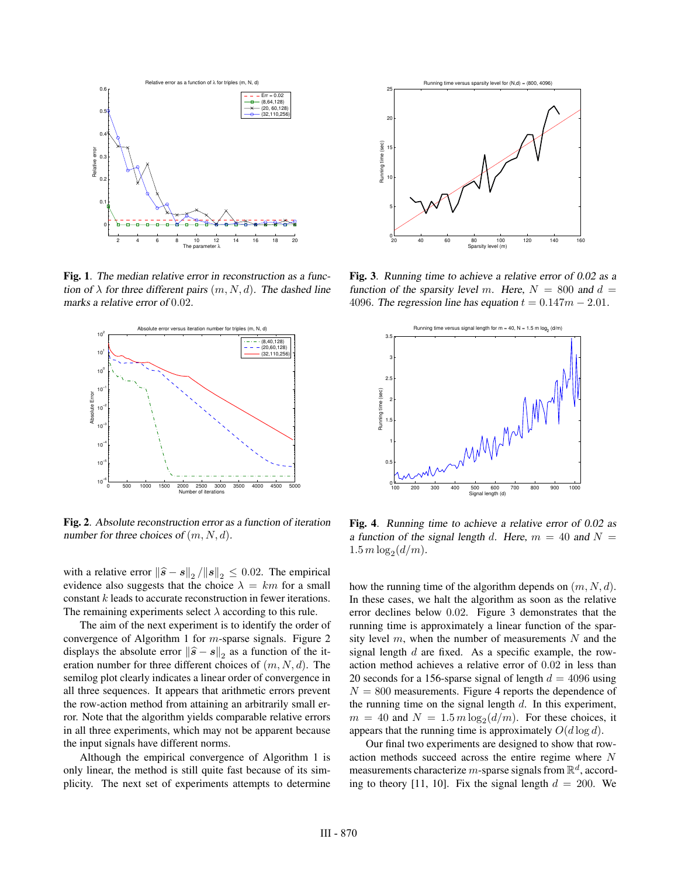**Fig. 1**. *The median relative error in reconstruction as a function of $\lambda$ for three different pairs $(m, N, d)$. The dashed line marks a relative error of* $0.02$.

**Fig. 2**. *Absolute reconstruction error as a function of iteration number for three choices of* $(m, N, d)$.

**Fig. 3**. *Running time to achieve a relative error of 0.02 as a function of the sparsity level $m$. Here, $N = 800$ and $d = 4096$. The regression line has equation* $t = 0.147m - 2.01$.

**Fig. 4**. *Running time to achieve a relative error of 0.02 as a function of the signal length $d$. Here, $m = 40$ and $N = 1.5\, m \log_2(d/m)$.*

with a relative error $\|\hat{s} - s\|_2 / \|s\|_2 \leq 0.02$. The empirical evidence also suggests that the choice $\lambda = km$ for a small constant $k$ leads to accurate reconstruction in fewer iterations. The remaining experiments select $\lambda$ according to this rule.

The aim of the next experiment is to identify the order of convergence of Algorithm 1 for $m$-sparse signals. Figure 2 displays the absolute error $\|\hat{s} - s\|_2$ as a function of the iteration number for three different choices of $(m, N, d)$. The semilog plot clearly indicates a linear order of convergence in all three sequences. It appears that arithmetic errors prevent the row-action method from attaining an arbitrarily small error. Note that the algorithm yields comparable relative errors in all three experiments, which may not be apparent because the input signals have different norms.

Although the empirical convergence of Algorithm 1 is only linear, the method is still quite fast because of its simplicity. The next set of experiments attempts to determine how the running time of the algorithm depends on $(m, N, d)$. In these cases, we halt the algorithm as soon as the relative error declines below $0.02$. Figure 3 demonstrates that the running time is approximately a linear function of the sparsity level $m$, when the number of measurements $N$ and the signal length $d$ are fixed. As a specific example, the row-action method achieves a relative error of $0.02$ in less than 20 seconds for a 156-sparse signal of length $d = 4096$ using $N = 800$ measurements. Figure 4 reports the dependence of the running time on the signal length $d$. In this experiment, $m = 40$ and $N = 1.5\, m \log_2(d/m)$. For these choices, it appears that the running time is approximately $O(d \log d)$.

Our final two experiments are designed to show that row-action methods succeed across the entire regime where $N$ measurements characterize $m$-sparse signals from $\mathbb{R}^d$, according to theory [11, 10]. Fix the signal length $d = 200$. We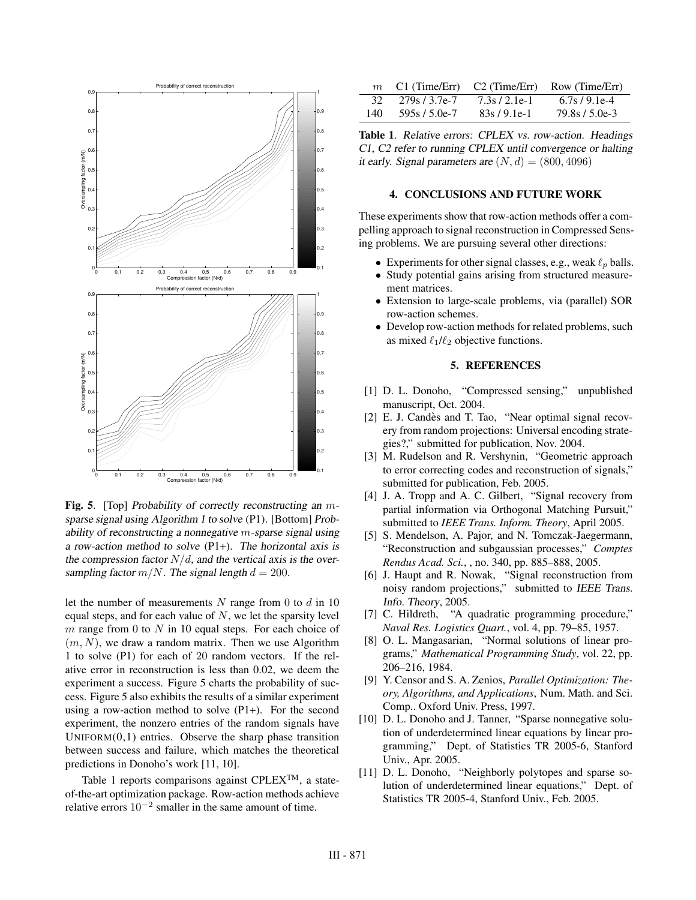Probability of correct reconstruction

Oversampling factor (m/N)

Compression factor (N/d)

0 0.1 0.2 0.3 0.4 0.5 0.6 0.7 0.8 0.9

0.1 0.2 0.3 0.4 0.5 0.6 0.7 0.8 0.9 1

Probability of correct reconstruction

Oversampling factor (m/N)

Compression factor (N/d)

0 0.1 0.2 0.3 0.4 0.5 0.6 0.7 0.8 0.9

0.1 0.2 0.3 0.4 0.5 0.6 0.7 0.8 0.9 1

**Fig. 5**. [Top] *Probability of correctly reconstructing an $m$-sparse signal using Algorithm 1 to solve* (P1). [Bottom] *Probability of reconstructing a nonnegative $m$-sparse signal using a row-action method to solve* (P1+). *The horizontal axis is the compression factor $N/d$, and the vertical axis is the oversampling factor $m/N$. The signal length $d = 200$.*

let the number of measurements $N$ range from 0 to $d$ in 10 equal steps, and for each value of $N$, we let the sparsity level $m$ range from 0 to $N$ in 10 equal steps. For each choice of $(m, N)$, we draw a random matrix. Then we use Algorithm 1 to solve (P1) for each of 20 random vectors. If the relative error in reconstruction is less than 0.02, we deem the experiment a success. Figure 5 charts the probability of success. Figure 5 also exhibits the results of a similar experiment using a row-action method to solve (P1+). For the second experiment, the nonzero entries of the random signals have UNIFORM(0,1) entries. Observe the sharp phase transition between success and failure, which matches the theoretical predictions in Donoho's work [11, 10].

Table 1 reports comparisons against CPLEX™, a state-of-the-art optimization package. Row-action methods achieve relative errors $10^{-2}$ smaller in the same amount of time.

| $m$ | C1 (Time/Err) | C2 (Time/Err) | Row (Time/Err) |
|---|---|---|---|
| 32 | 279s / 3.7e-7 | 7.3s / 2.1e-1 | 6.7s / 9.1e-4 |
| 140 | 595s / 5.0e-7 | 83s / 9.1e-1 | 79.8s / 5.0e-3 |

**Table 1**. *Relative errors: CPLEX vs. row-action. Headings C1, C2 refer to running CPLEX until convergence or halting it early. Signal parameters are $(N, d) = (800, 4096)$*

## 4. CONCLUSIONS AND FUTURE WORK

These experiments show that row-action methods offer a compelling approach to signal reconstruction in Compressed Sensing problems. We are pursuing several other directions:

- Experiments for other signal classes, e.g., weak $\ell_p$ balls.
- Study potential gains arising from structured measurement matrices.
- Extension to large-scale problems, via (parallel) SOR row-action schemes.
- Develop row-action methods for related problems, such as mixed $\ell_1/\ell_2$ objective functions.

## 5. REFERENCES

[1] D. L. Donoho, "Compressed sensing," unpublished manuscript, Oct. 2004.

[2] E. J. Candès and T. Tao, "Near optimal signal recovery from random projections: Universal encoding strategies?," submitted for publication, Nov. 2004.

[3] M. Rudelson and R. Vershynin, "Geometric approach to error correcting codes and reconstruction of signals," submitted for publication, Feb. 2005.

[4] J. A. Tropp and A. C. Gilbert, "Signal recovery from partial information via Orthogonal Matching Pursuit," submitted to *IEEE Trans. Inform. Theory*, April 2005.

[5] S. Mendelson, A. Pajor, and N. Tomczak-Jaegermann, "Reconstruction and subgaussian processes," *Comptes Rendus Acad. Sci.*, , no. 340, pp. 885–888, 2005.

[6] J. Haupt and R. Nowak, "Signal reconstruction from noisy random projections," submitted to *IEEE Trans. Info. Theory*, 2005.

[7] C. Hildreth, "A quadratic programming procedure," *Naval Res. Logistics Quart.*, vol. 4, pp. 79–85, 1957.

[8] O. L. Mangasarian, "Normal solutions of linear programs," *Mathematical Programming Study*, vol. 22, pp. 206–216, 1984.

[9] Y. Censor and S. A. Zenios, *Parallel Optimization: Theory, Algorithms, and Applications*, Num. Math. and Sci. Comp.. Oxford Univ. Press, 1997.

[10] D. L. Donoho and J. Tanner, "Sparse nonnegative solution of underdetermined linear equations by linear programming," Dept. of Statistics TR 2005-6, Stanford Univ., Apr. 2005.

[11] D. L. Donoho, "Neighborly polytopes and sparse solution of underdetermined linear equations," Dept. of Statistics TR 2005-4, Stanford Univ., Feb. 2005.